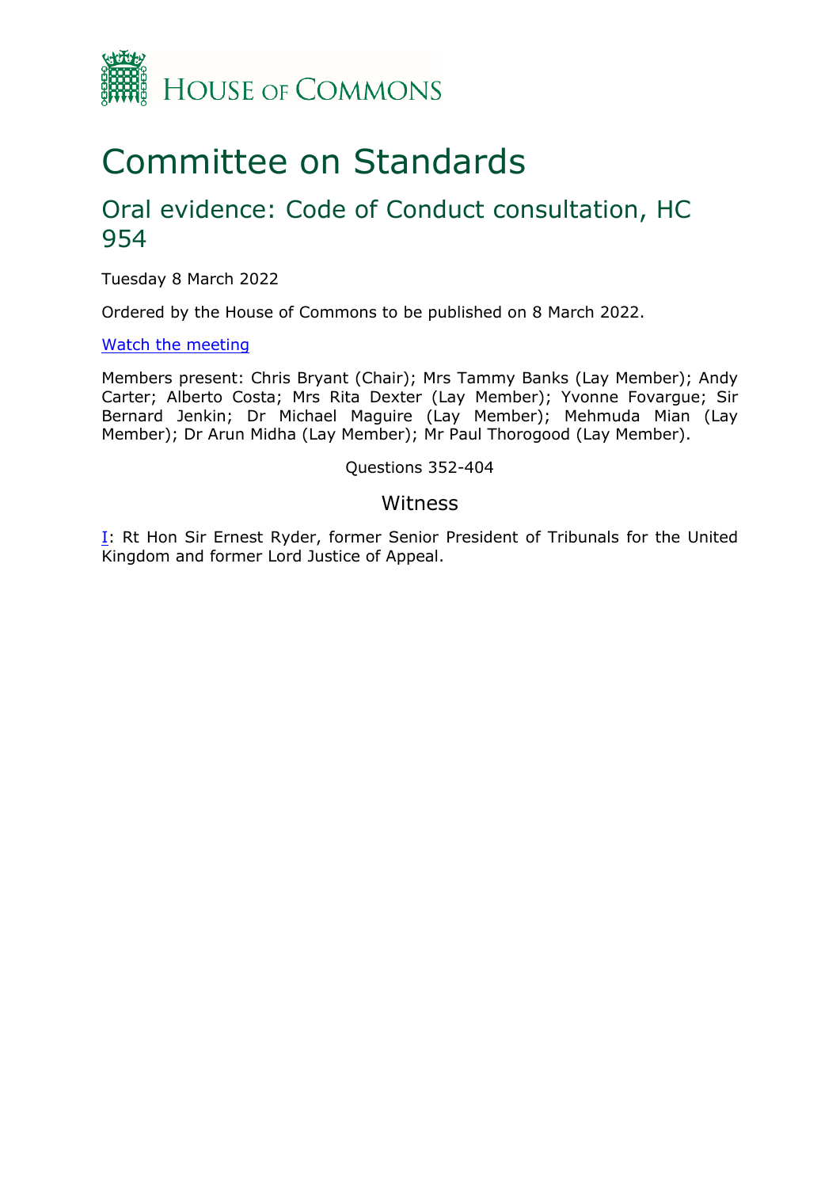HOUSE OF COMMONS

# Committee on Standards

## Oral evidence: Code of Conduct consultation, HC 954

Tuesday 8 March 2022

Ordered by the House of Commons to be published on 8 March 2022.

[Watch the meeting]

Members present: Chris Bryant (Chair); Mrs Tammy Banks (Lay Member); Andy Carter; Alberto Costa; Mrs Rita Dexter (Lay Member); Yvonne Fovargue; Sir Bernard Jenkin; Dr Michael Maguire (Lay Member); Mehmuda Mian (Lay Member); Dr Arun Midha (Lay Member); Mr Paul Thorogood (Lay Member).

Questions 352-404

### Witness

[I]: Rt Hon Sir Ernest Ryder, former Senior President of Tribunals for the United Kingdom and former Lord Justice of Appeal.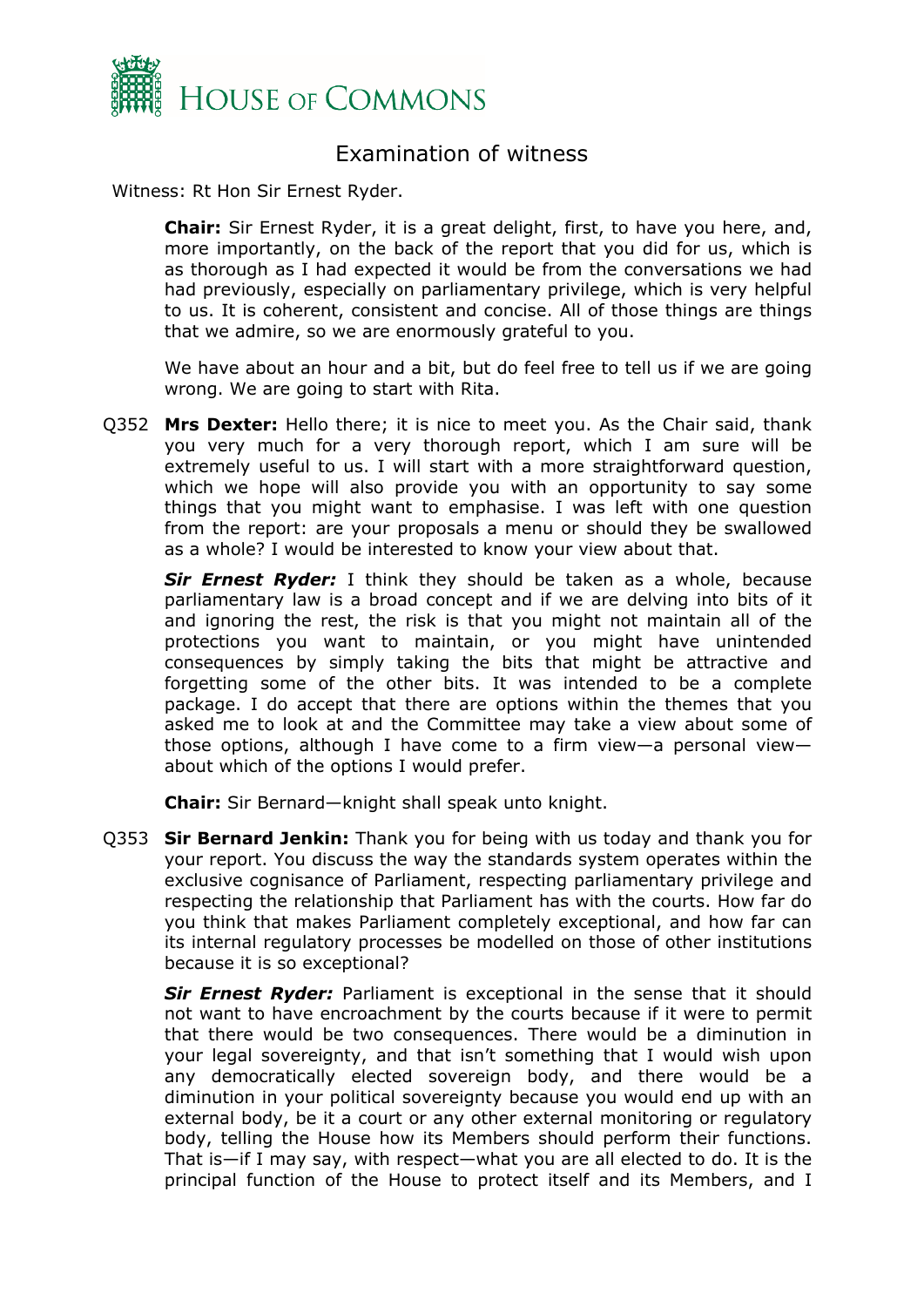# Examination of witness

Witness: Rt Hon Sir Ernest Ryder.

**Chair:** Sir Ernest Ryder, it is a great delight, first, to have you here, and, more importantly, on the back of the report that you did for us, which is as thorough as I had expected it would be from the conversations we had had previously, especially on parliamentary privilege, which is very helpful to us. It is coherent, consistent and concise. All of those things are things that we admire, so we are enormously grateful to you.

We have about an hour and a bit, but do feel free to tell us if we are going wrong. We are going to start with Rita.

Q352 **Mrs Dexter:** Hello there; it is nice to meet you. As the Chair said, thank you very much for a very thorough report, which I am sure will be extremely useful to us. I will start with a more straightforward question, which we hope will also provide you with an opportunity to say some things that you might want to emphasise. I was left with one question from the report: are your proposals a menu or should they be swallowed as a whole? I would be interested to know your view about that.

***Sir Ernest Ryder:*** I think they should be taken as a whole, because parliamentary law is a broad concept and if we are delving into bits of it and ignoring the rest, the risk is that you might not maintain all of the protections you want to maintain, or you might have unintended consequences by simply taking the bits that might be attractive and forgetting some of the other bits. It was intended to be a complete package. I do accept that there are options within the themes that you asked me to look at and the Committee may take a view about some of those options, although I have come to a firm view—a personal view—about which of the options I would prefer.

**Chair:** Sir Bernard—knight shall speak unto knight.

Q353 **Sir Bernard Jenkin:** Thank you for being with us today and thank you for your report. You discuss the way the standards system operates within the exclusive cognisance of Parliament, respecting parliamentary privilege and respecting the relationship that Parliament has with the courts. How far do you think that makes Parliament completely exceptional, and how far can its internal regulatory processes be modelled on those of other institutions because it is so exceptional?

***Sir Ernest Ryder:*** Parliament is exceptional in the sense that it should not want to have encroachment by the courts because if it were to permit that there would be two consequences. There would be a diminution in your legal sovereignty, and that isn't something that I would wish upon any democratically elected sovereign body, and there would be a diminution in your political sovereignty because you would end up with an external body, be it a court or any other external monitoring or regulatory body, telling the House how its Members should perform their functions. That is—if I may say, with respect—what you are all elected to do. It is the principal function of the House to protect itself and its Members, and I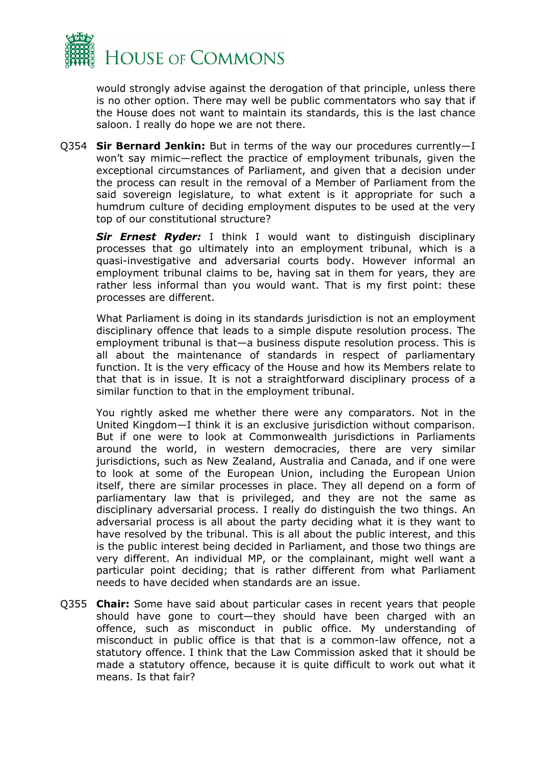would strongly advise against the derogation of that principle, unless there is no other option. There may well be public commentators who say that if the House does not want to maintain its standards, this is the last chance saloon. I really do hope we are not there.

Q354 **Sir Bernard Jenkin:** But in terms of the way our procedures currently—I won't say mimic—reflect the practice of employment tribunals, given the exceptional circumstances of Parliament, and given that a decision under the process can result in the removal of a Member of Parliament from the said sovereign legislature, to what extent is it appropriate for such a humdrum culture of deciding employment disputes to be used at the very top of our constitutional structure?

***Sir Ernest Ryder:*** I think I would want to distinguish disciplinary processes that go ultimately into an employment tribunal, which is a quasi-investigative and adversarial courts body. However informal an employment tribunal claims to be, having sat in them for years, they are rather less informal than you would want. That is my first point: these processes are different.

What Parliament is doing in its standards jurisdiction is not an employment disciplinary offence that leads to a simple dispute resolution process. The employment tribunal is that—a business dispute resolution process. This is all about the maintenance of standards in respect of parliamentary function. It is the very efficacy of the House and how its Members relate to that that is in issue. It is not a straightforward disciplinary process of a similar function to that in the employment tribunal.

You rightly asked me whether there were any comparators. Not in the United Kingdom—I think it is an exclusive jurisdiction without comparison. But if one were to look at Commonwealth jurisdictions in Parliaments around the world, in western democracies, there are very similar jurisdictions, such as New Zealand, Australia and Canada, and if one were to look at some of the European Union, including the European Union itself, there are similar processes in place. They all depend on a form of parliamentary law that is privileged, and they are not the same as disciplinary adversarial process. I really do distinguish the two things. An adversarial process is all about the party deciding what it is they want to have resolved by the tribunal. This is all about the public interest, and this is the public interest being decided in Parliament, and those two things are very different. An individual MP, or the complainant, might well want a particular point deciding; that is rather different from what Parliament needs to have decided when standards are an issue.

Q355 **Chair:** Some have said about particular cases in recent years that people should have gone to court—they should have been charged with an offence, such as misconduct in public office. My understanding of misconduct in public office is that that is a common-law offence, not a statutory offence. I think that the Law Commission asked that it should be made a statutory offence, because it is quite difficult to work out what it means. Is that fair?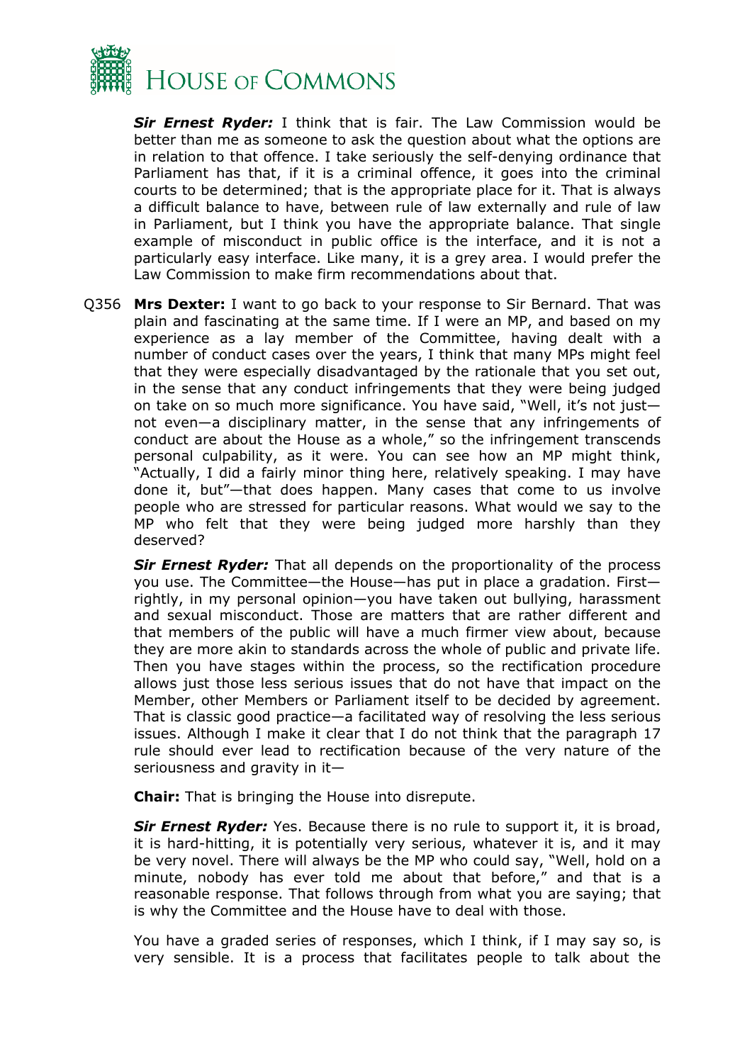***Sir Ernest Ryder:*** I think that is fair. The Law Commission would be better than me as someone to ask the question about what the options are in relation to that offence. I take seriously the self-denying ordinance that Parliament has that, if it is a criminal offence, it goes into the criminal courts to be determined; that is the appropriate place for it. That is always a difficult balance to have, between rule of law externally and rule of law in Parliament, but I think you have the appropriate balance. That single example of misconduct in public office is the interface, and it is not a particularly easy interface. Like many, it is a grey area. I would prefer the Law Commission to make firm recommendations about that.

Q356 **Mrs Dexter:** I want to go back to your response to Sir Bernard. That was plain and fascinating at the same time. If I were an MP, and based on my experience as a lay member of the Committee, having dealt with a number of conduct cases over the years, I think that many MPs might feel that they were especially disadvantaged by the rationale that you set out, in the sense that any conduct infringements that they were being judged on take on so much more significance. You have said, "Well, it's not just—not even—a disciplinary matter, in the sense that any infringements of conduct are about the House as a whole," so the infringement transcends personal culpability, as it were. You can see how an MP might think, "Actually, I did a fairly minor thing here, relatively speaking. I may have done it, but"—that does happen. Many cases that come to us involve people who are stressed for particular reasons. What would we say to the MP who felt that they were being judged more harshly than they deserved?

***Sir Ernest Ryder:*** That all depends on the proportionality of the process you use. The Committee—the House—has put in place a gradation. First—rightly, in my personal opinion—you have taken out bullying, harassment and sexual misconduct. Those are matters that are rather different and that members of the public will have a much firmer view about, because they are more akin to standards across the whole of public and private life. Then you have stages within the process, so the rectification procedure allows just those less serious issues that do not have that impact on the Member, other Members or Parliament itself to be decided by agreement. That is classic good practice—a facilitated way of resolving the less serious issues. Although I make it clear that I do not think that the paragraph 17 rule should ever lead to rectification because of the very nature of the seriousness and gravity in it—

**Chair:** That is bringing the House into disrepute.

***Sir Ernest Ryder:*** Yes. Because there is no rule to support it, it is broad, it is hard-hitting, it is potentially very serious, whatever it is, and it may be very novel. There will always be the MP who could say, "Well, hold on a minute, nobody has ever told me about that before," and that is a reasonable response. That follows through from what you are saying; that is why the Committee and the House have to deal with those.

You have a graded series of responses, which I think, if I may say so, is very sensible. It is a process that facilitates people to talk about the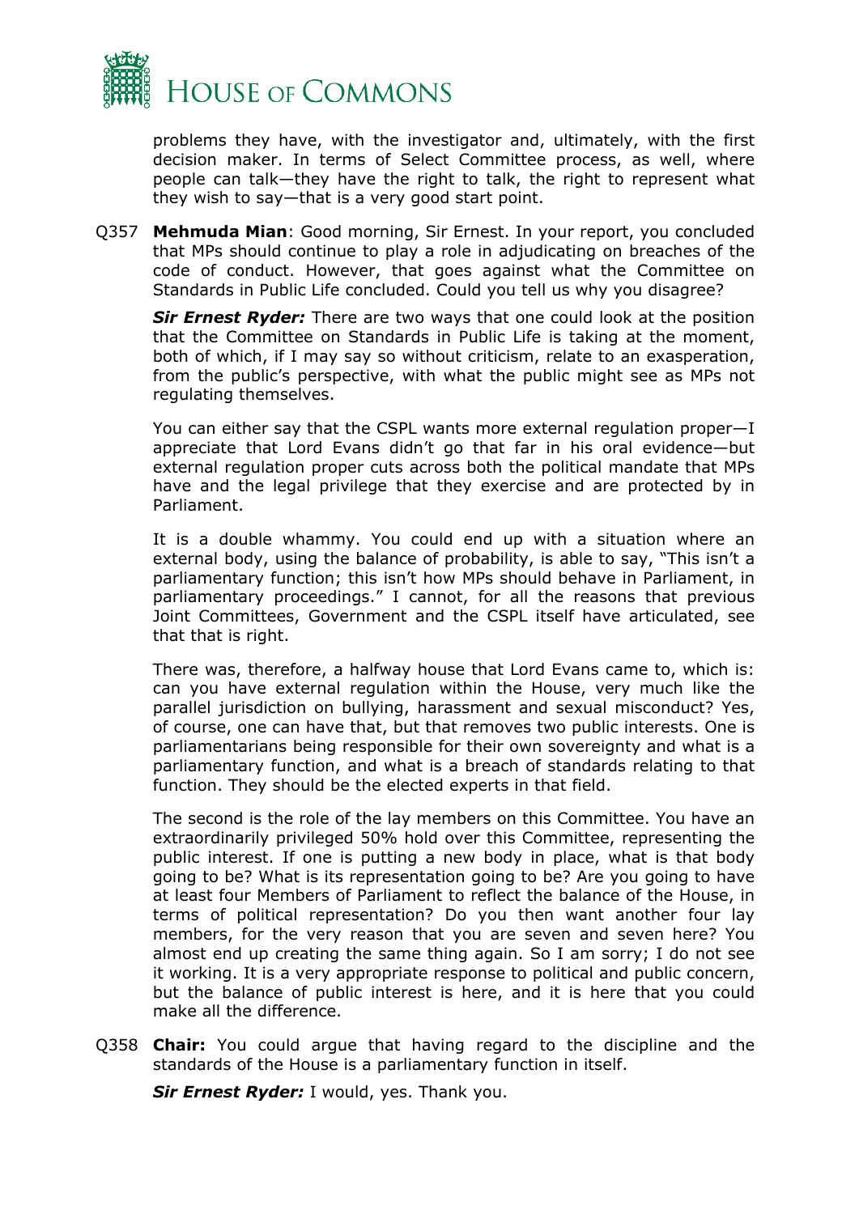problems they have, with the investigator and, ultimately, with the first decision maker. In terms of Select Committee process, as well, where people can talk—they have the right to talk, the right to represent what they wish to say—that is a very good start point.

Q357 **Mehmuda Mian**: Good morning, Sir Ernest. In your report, you concluded that MPs should continue to play a role in adjudicating on breaches of the code of conduct. However, that goes against what the Committee on Standards in Public Life concluded. Could you tell us why you disagree?

***Sir Ernest Ryder:*** There are two ways that one could look at the position that the Committee on Standards in Public Life is taking at the moment, both of which, if I may say so without criticism, relate to an exasperation, from the public's perspective, with what the public might see as MPs not regulating themselves.

You can either say that the CSPL wants more external regulation proper—I appreciate that Lord Evans didn't go that far in his oral evidence—but external regulation proper cuts across both the political mandate that MPs have and the legal privilege that they exercise and are protected by in Parliament.

It is a double whammy. You could end up with a situation where an external body, using the balance of probability, is able to say, "This isn't a parliamentary function; this isn't how MPs should behave in Parliament, in parliamentary proceedings." I cannot, for all the reasons that previous Joint Committees, Government and the CSPL itself have articulated, see that that is right.

There was, therefore, a halfway house that Lord Evans came to, which is: can you have external regulation within the House, very much like the parallel jurisdiction on bullying, harassment and sexual misconduct? Yes, of course, one can have that, but that removes two public interests. One is parliamentarians being responsible for their own sovereignty and what is a parliamentary function, and what is a breach of standards relating to that function. They should be the elected experts in that field.

The second is the role of the lay members on this Committee. You have an extraordinarily privileged 50% hold over this Committee, representing the public interest. If one is putting a new body in place, what is that body going to be? What is its representation going to be? Are you going to have at least four Members of Parliament to reflect the balance of the House, in terms of political representation? Do you then want another four lay members, for the very reason that you are seven and seven here? You almost end up creating the same thing again. So I am sorry; I do not see it working. It is a very appropriate response to political and public concern, but the balance of public interest is here, and it is here that you could make all the difference.

Q358 **Chair:** You could argue that having regard to the discipline and the standards of the House is a parliamentary function in itself.

***Sir Ernest Ryder:*** I would, yes. Thank you.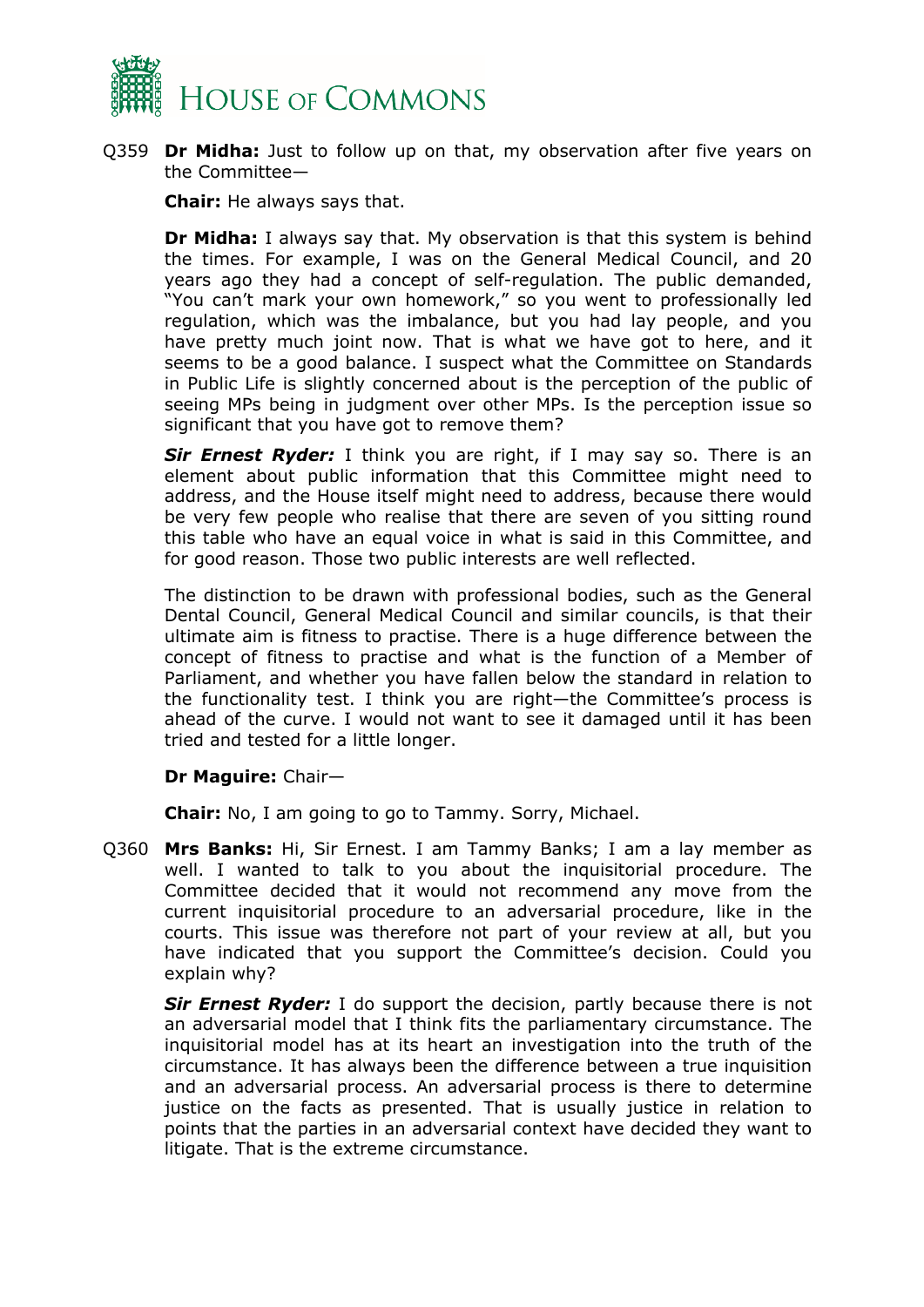Q359 **Dr Midha:** Just to follow up on that, my observation after five years on the Committee—

**Chair:** He always says that.

**Dr Midha:** I always say that. My observation is that this system is behind the times. For example, I was on the General Medical Council, and 20 years ago they had a concept of self-regulation. The public demanded, "You can't mark your own homework," so you went to professionally led regulation, which was the imbalance, but you had lay people, and you have pretty much joint now. That is what we have got to here, and it seems to be a good balance. I suspect what the Committee on Standards in Public Life is slightly concerned about is the perception of the public of seeing MPs being in judgment over other MPs. Is the perception issue so significant that you have got to remove them?

***Sir Ernest Ryder:*** I think you are right, if I may say so. There is an element about public information that this Committee might need to address, and the House itself might need to address, because there would be very few people who realise that there are seven of you sitting round this table who have an equal voice in what is said in this Committee, and for good reason. Those two public interests are well reflected.

The distinction to be drawn with professional bodies, such as the General Dental Council, General Medical Council and similar councils, is that their ultimate aim is fitness to practise. There is a huge difference between the concept of fitness to practise and what is the function of a Member of Parliament, and whether you have fallen below the standard in relation to the functionality test. I think you are right—the Committee's process is ahead of the curve. I would not want to see it damaged until it has been tried and tested for a little longer.

**Dr Maguire:** Chair—

**Chair:** No, I am going to go to Tammy. Sorry, Michael.

Q360 **Mrs Banks:** Hi, Sir Ernest. I am Tammy Banks; I am a lay member as well. I wanted to talk to you about the inquisitorial procedure. The Committee decided that it would not recommend any move from the current inquisitorial procedure to an adversarial procedure, like in the courts. This issue was therefore not part of your review at all, but you have indicated that you support the Committee's decision. Could you explain why?

***Sir Ernest Ryder:*** I do support the decision, partly because there is not an adversarial model that I think fits the parliamentary circumstance. The inquisitorial model has at its heart an investigation into the truth of the circumstance. It has always been the difference between a true inquisition and an adversarial process. An adversarial process is there to determine justice on the facts as presented. That is usually justice in relation to points that the parties in an adversarial context have decided they want to litigate. That is the extreme circumstance.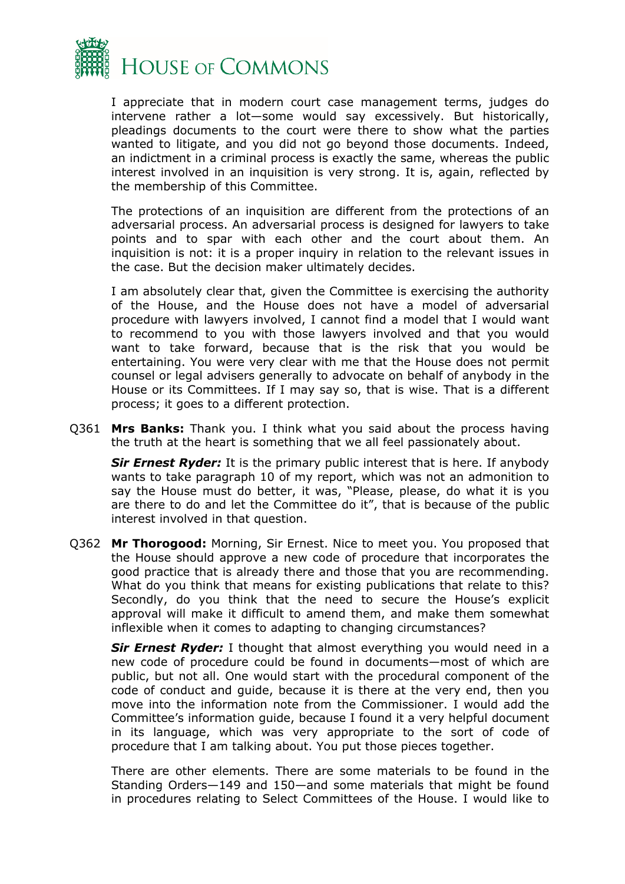I appreciate that in modern court case management terms, judges do intervene rather a lot—some would say excessively. But historically, pleadings documents to the court were there to show what the parties wanted to litigate, and you did not go beyond those documents. Indeed, an indictment in a criminal process is exactly the same, whereas the public interest involved in an inquisition is very strong. It is, again, reflected by the membership of this Committee.

The protections of an inquisition are different from the protections of an adversarial process. An adversarial process is designed for lawyers to take points and to spar with each other and the court about them. An inquisition is not: it is a proper inquiry in relation to the relevant issues in the case. But the decision maker ultimately decides.

I am absolutely clear that, given the Committee is exercising the authority of the House, and the House does not have a model of adversarial procedure with lawyers involved, I cannot find a model that I would want to recommend to you with those lawyers involved and that you would want to take forward, because that is the risk that you would be entertaining. You were very clear with me that the House does not permit counsel or legal advisers generally to advocate on behalf of anybody in the House or its Committees. If I may say so, that is wise. That is a different process; it goes to a different protection.

Q361 **Mrs Banks:** Thank you. I think what you said about the process having the truth at the heart is something that we all feel passionately about.

***Sir Ernest Ryder:*** It is the primary public interest that is here. If anybody wants to take paragraph 10 of my report, which was not an admonition to say the House must do better, it was, "Please, please, do what it is you are there to do and let the Committee do it", that is because of the public interest involved in that question.

Q362 **Mr Thorogood:** Morning, Sir Ernest. Nice to meet you. You proposed that the House should approve a new code of procedure that incorporates the good practice that is already there and those that you are recommending. What do you think that means for existing publications that relate to this? Secondly, do you think that the need to secure the House's explicit approval will make it difficult to amend them, and make them somewhat inflexible when it comes to adapting to changing circumstances?

***Sir Ernest Ryder:*** I thought that almost everything you would need in a new code of procedure could be found in documents—most of which are public, but not all. One would start with the procedural component of the code of conduct and guide, because it is there at the very end, then you move into the information note from the Commissioner. I would add the Committee's information guide, because I found it a very helpful document in its language, which was very appropriate to the sort of code of procedure that I am talking about. You put those pieces together.

There are other elements. There are some materials to be found in the Standing Orders—149 and 150—and some materials that might be found in procedures relating to Select Committees of the House. I would like to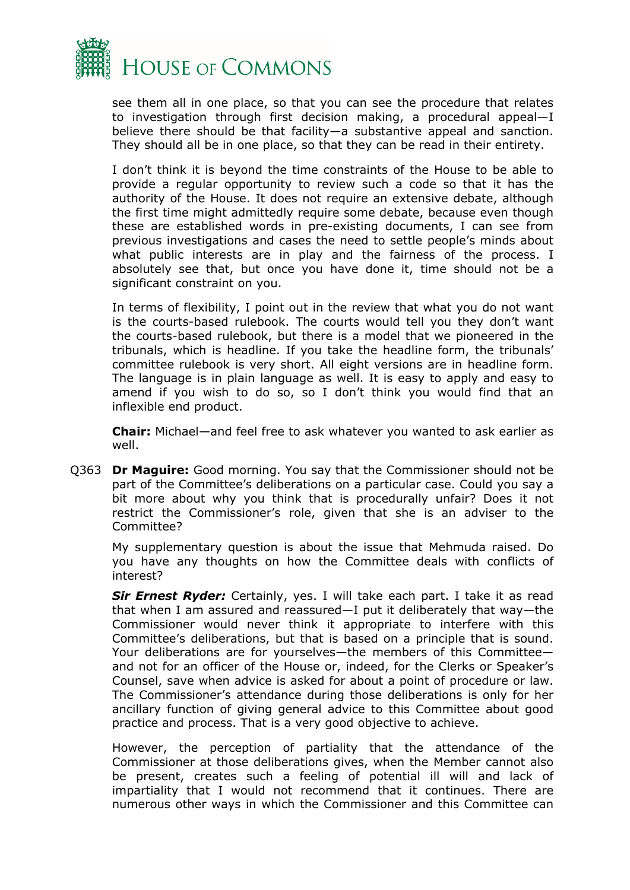see them all in one place, so that you can see the procedure that relates to investigation through first decision making, a procedural appeal—I believe there should be that facility—a substantive appeal and sanction. They should all be in one place, so that they can be read in their entirety.

I don't think it is beyond the time constraints of the House to be able to provide a regular opportunity to review such a code so that it has the authority of the House. It does not require an extensive debate, although the first time might admittedly require some debate, because even though these are established words in pre-existing documents, I can see from previous investigations and cases the need to settle people's minds about what public interests are in play and the fairness of the process. I absolutely see that, but once you have done it, time should not be a significant constraint on you.

In terms of flexibility, I point out in the review that what you do not want is the courts-based rulebook. The courts would tell you they don't want the courts-based rulebook, but there is a model that we pioneered in the tribunals, which is headline. If you take the headline form, the tribunals' committee rulebook is very short. All eight versions are in headline form. The language is in plain language as well. It is easy to apply and easy to amend if you wish to do so, so I don't think you would find that an inflexible end product.

**Chair:** Michael—and feel free to ask whatever you wanted to ask earlier as well.

Q363 **Dr Maguire:** Good morning. You say that the Commissioner should not be part of the Committee's deliberations on a particular case. Could you say a bit more about why you think that is procedurally unfair? Does it not restrict the Commissioner's role, given that she is an adviser to the Committee?

My supplementary question is about the issue that Mehmuda raised. Do you have any thoughts on how the Committee deals with conflicts of interest?

***Sir Ernest Ryder:*** Certainly, yes. I will take each part. I take it as read that when I am assured and reassured—I put it deliberately that way—the Commissioner would never think it appropriate to interfere with this Committee's deliberations, but that is based on a principle that is sound. Your deliberations are for yourselves—the members of this Committee—and not for an officer of the House or, indeed, for the Clerks or Speaker's Counsel, save when advice is asked for about a point of procedure or law. The Commissioner's attendance during those deliberations is only for her ancillary function of giving general advice to this Committee about good practice and process. That is a very good objective to achieve.

However, the perception of partiality that the attendance of the Commissioner at those deliberations gives, when the Member cannot also be present, creates such a feeling of potential ill will and lack of impartiality that I would not recommend that it continues. There are numerous other ways in which the Commissioner and this Committee can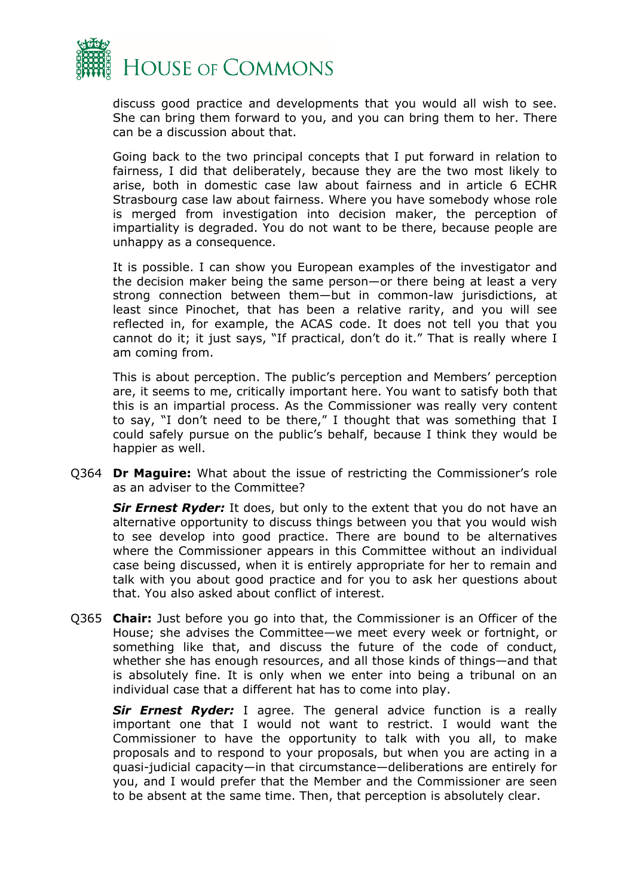discuss good practice and developments that you would all wish to see. She can bring them forward to you, and you can bring them to her. There can be a discussion about that.

Going back to the two principal concepts that I put forward in relation to fairness, I did that deliberately, because they are the two most likely to arise, both in domestic case law about fairness and in article 6 ECHR Strasbourg case law about fairness. Where you have somebody whose role is merged from investigation into decision maker, the perception of impartiality is degraded. You do not want to be there, because people are unhappy as a consequence.

It is possible. I can show you European examples of the investigator and the decision maker being the same person—or there being at least a very strong connection between them—but in common-law jurisdictions, at least since Pinochet, that has been a relative rarity, and you will see reflected in, for example, the ACAS code. It does not tell you that you cannot do it; it just says, "If practical, don't do it." That is really where I am coming from.

This is about perception. The public's perception and Members' perception are, it seems to me, critically important here. You want to satisfy both that this is an impartial process. As the Commissioner was really very content to say, "I don't need to be there," I thought that was something that I could safely pursue on the public's behalf, because I think they would be happier as well.

Q364 **Dr Maguire:** What about the issue of restricting the Commissioner's role as an adviser to the Committee?

***Sir Ernest Ryder:*** It does, but only to the extent that you do not have an alternative opportunity to discuss things between you that you would wish to see develop into good practice. There are bound to be alternatives where the Commissioner appears in this Committee without an individual case being discussed, when it is entirely appropriate for her to remain and talk with you about good practice and for you to ask her questions about that. You also asked about conflict of interest.

Q365 **Chair:** Just before you go into that, the Commissioner is an Officer of the House; she advises the Committee—we meet every week or fortnight, or something like that, and discuss the future of the code of conduct, whether she has enough resources, and all those kinds of things—and that is absolutely fine. It is only when we enter into being a tribunal on an individual case that a different hat has to come into play.

***Sir Ernest Ryder:*** I agree. The general advice function is a really important one that I would not want to restrict. I would want the Commissioner to have the opportunity to talk with you all, to make proposals and to respond to your proposals, but when you are acting in a quasi-judicial capacity—in that circumstance—deliberations are entirely for you, and I would prefer that the Member and the Commissioner are seen to be absent at the same time. Then, that perception is absolutely clear.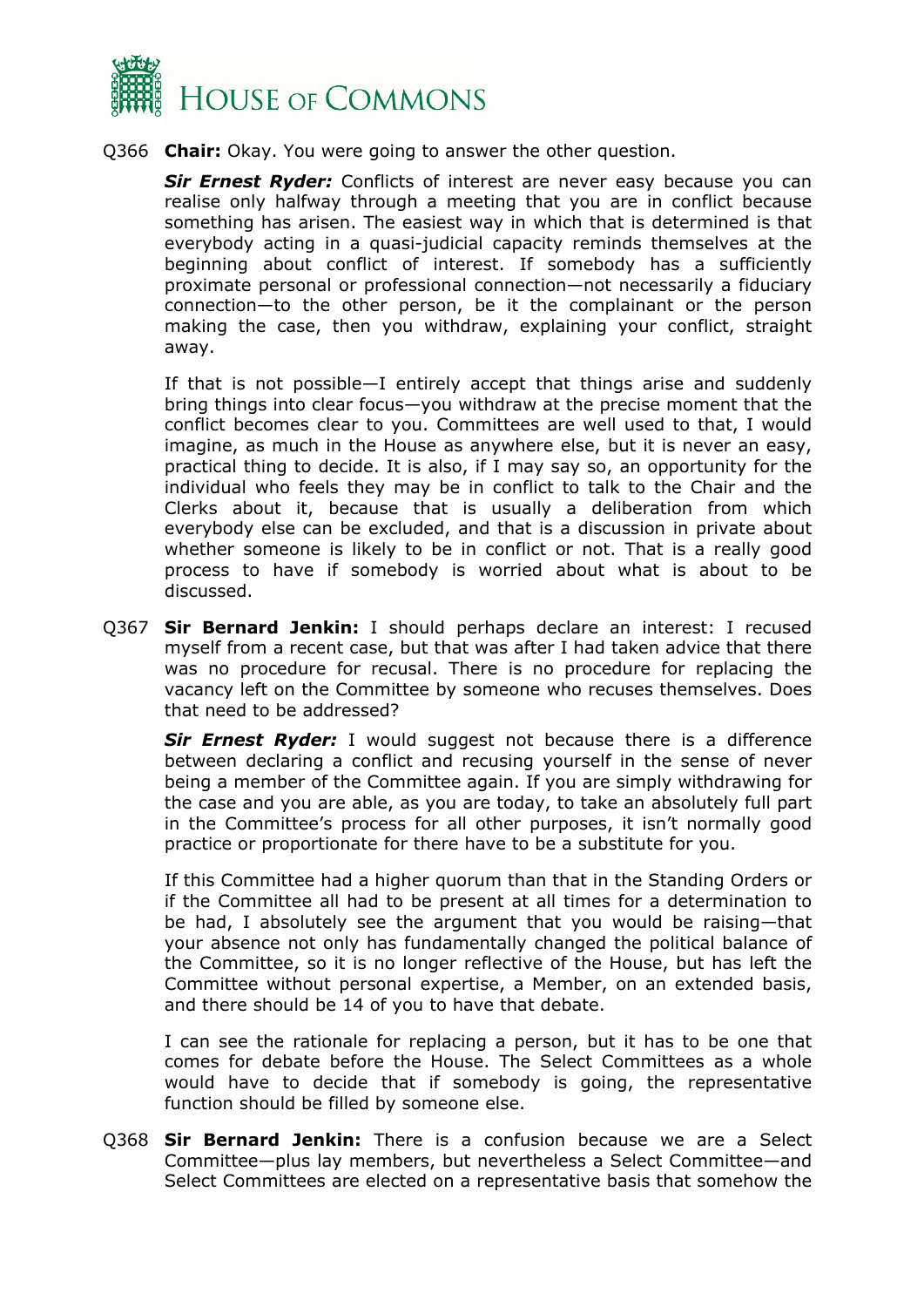Q366 **Chair:** Okay. You were going to answer the other question.

***Sir Ernest Ryder:*** Conflicts of interest are never easy because you can realise only halfway through a meeting that you are in conflict because something has arisen. The easiest way in which that is determined is that everybody acting in a quasi-judicial capacity reminds themselves at the beginning about conflict of interest. If somebody has a sufficiently proximate personal or professional connection—not necessarily a fiduciary connection—to the other person, be it the complainant or the person making the case, then you withdraw, explaining your conflict, straight away.

If that is not possible—I entirely accept that things arise and suddenly bring things into clear focus—you withdraw at the precise moment that the conflict becomes clear to you. Committees are well used to that, I would imagine, as much in the House as anywhere else, but it is never an easy, practical thing to decide. It is also, if I may say so, an opportunity for the individual who feels they may be in conflict to talk to the Chair and the Clerks about it, because that is usually a deliberation from which everybody else can be excluded, and that is a discussion in private about whether someone is likely to be in conflict or not. That is a really good process to have if somebody is worried about what is about to be discussed.

Q367 **Sir Bernard Jenkin:** I should perhaps declare an interest: I recused myself from a recent case, but that was after I had taken advice that there was no procedure for recusal. There is no procedure for replacing the vacancy left on the Committee by someone who recuses themselves. Does that need to be addressed?

***Sir Ernest Ryder:*** I would suggest not because there is a difference between declaring a conflict and recusing yourself in the sense of never being a member of the Committee again. If you are simply withdrawing for the case and you are able, as you are today, to take an absolutely full part in the Committee's process for all other purposes, it isn't normally good practice or proportionate for there have to be a substitute for you.

If this Committee had a higher quorum than that in the Standing Orders or if the Committee all had to be present at all times for a determination to be had, I absolutely see the argument that you would be raising—that your absence not only has fundamentally changed the political balance of the Committee, so it is no longer reflective of the House, but has left the Committee without personal expertise, a Member, on an extended basis, and there should be 14 of you to have that debate.

I can see the rationale for replacing a person, but it has to be one that comes for debate before the House. The Select Committees as a whole would have to decide that if somebody is going, the representative function should be filled by someone else.

Q368 **Sir Bernard Jenkin:** There is a confusion because we are a Select Committee—plus lay members, but nevertheless a Select Committee—and Select Committees are elected on a representative basis that somehow the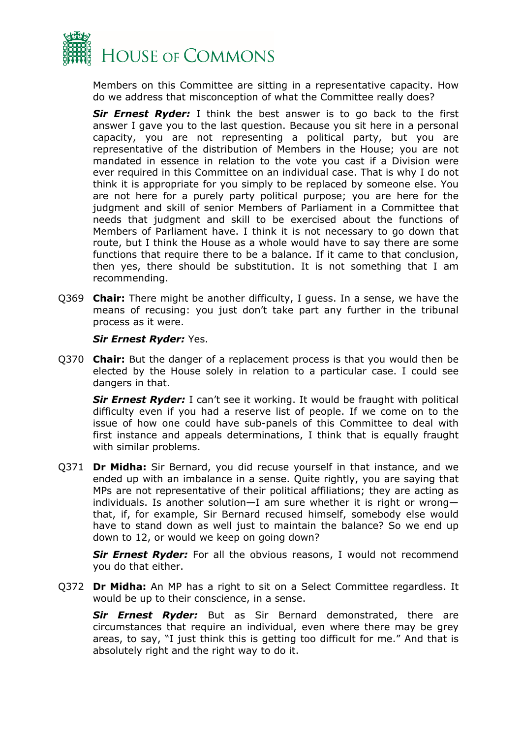Members on this Committee are sitting in a representative capacity. How do we address that misconception of what the Committee really does?

***Sir Ernest Ryder:*** I think the best answer is to go back to the first answer I gave you to the last question. Because you sit here in a personal capacity, you are not representing a political party, but you are representative of the distribution of Members in the House; you are not mandated in essence in relation to the vote you cast if a Division were ever required in this Committee on an individual case. That is why I do not think it is appropriate for you simply to be replaced by someone else. You are not here for a purely party political purpose; you are here for the judgment and skill of senior Members of Parliament in a Committee that needs that judgment and skill to be exercised about the functions of Members of Parliament have. I think it is not necessary to go down that route, but I think the House as a whole would have to say there are some functions that require there to be a balance. If it came to that conclusion, then yes, there should be substitution. It is not something that I am recommending.

Q369 **Chair:** There might be another difficulty, I guess. In a sense, we have the means of recusing: you just don't take part any further in the tribunal process as it were.

***Sir Ernest Ryder:*** Yes.

Q370 **Chair:** But the danger of a replacement process is that you would then be elected by the House solely in relation to a particular case. I could see dangers in that.

***Sir Ernest Ryder:*** I can't see it working. It would be fraught with political difficulty even if you had a reserve list of people. If we come on to the issue of how one could have sub-panels of this Committee to deal with first instance and appeals determinations, I think that is equally fraught with similar problems.

Q371 **Dr Midha:** Sir Bernard, you did recuse yourself in that instance, and we ended up with an imbalance in a sense. Quite rightly, you are saying that MPs are not representative of their political affiliations; they are acting as individuals. Is another solution—I am sure whether it is right or wrong—that, if, for example, Sir Bernard recused himself, somebody else would have to stand down as well just to maintain the balance? So we end up down to 12, or would we keep on going down?

***Sir Ernest Ryder:*** For all the obvious reasons, I would not recommend you do that either.

Q372 **Dr Midha:** An MP has a right to sit on a Select Committee regardless. It would be up to their conscience, in a sense.

***Sir Ernest Ryder:*** But as Sir Bernard demonstrated, there are circumstances that require an individual, even where there may be grey areas, to say, "I just think this is getting too difficult for me." And that is absolutely right and the right way to do it.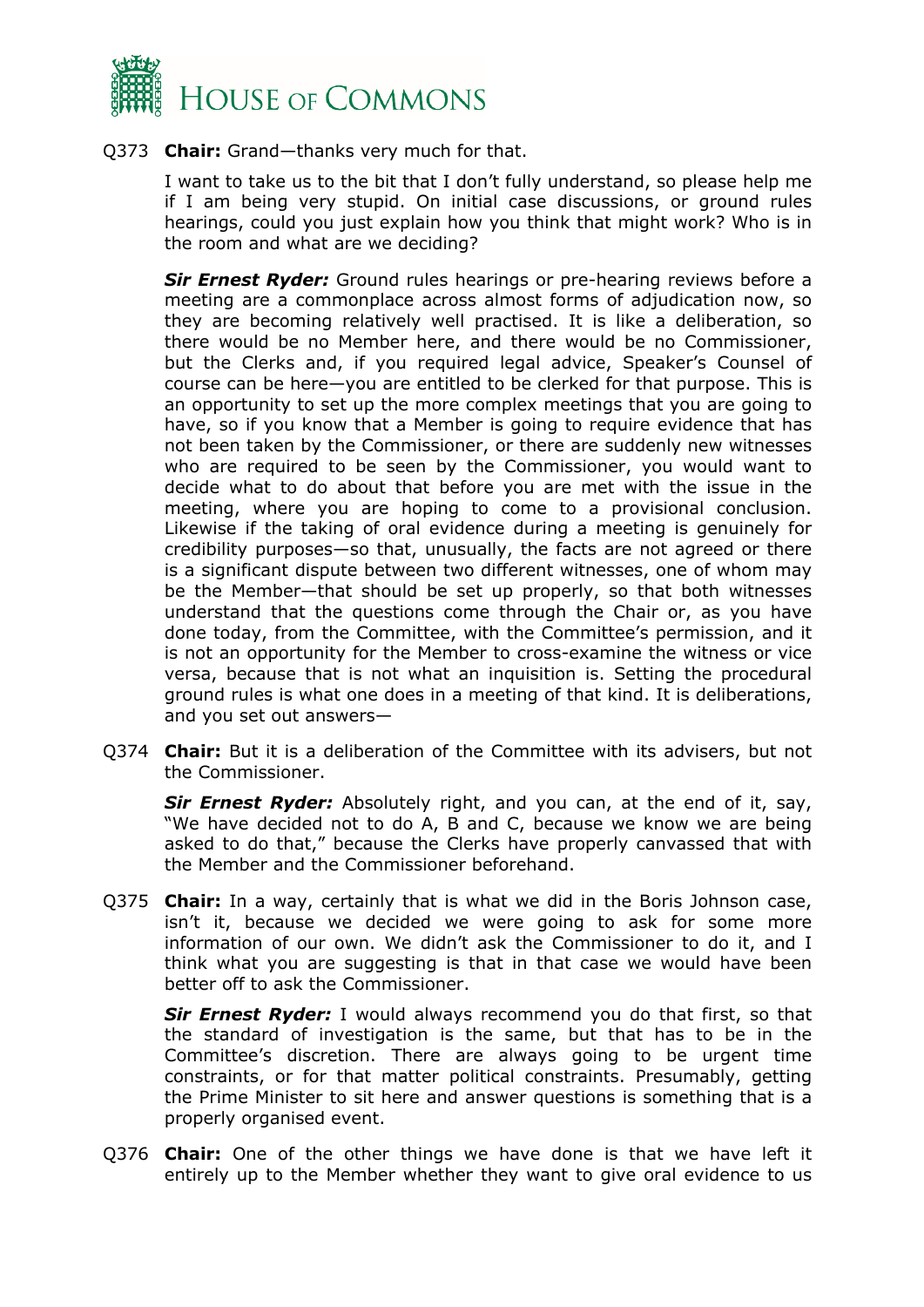Q373 **Chair:** Grand—thanks very much for that.

I want to take us to the bit that I don't fully understand, so please help me if I am being very stupid. On initial case discussions, or ground rules hearings, could you just explain how you think that might work? Who is in the room and what are we deciding?

***Sir Ernest Ryder:*** Ground rules hearings or pre-hearing reviews before a meeting are a commonplace across almost forms of adjudication now, so they are becoming relatively well practised. It is like a deliberation, so there would be no Member here, and there would be no Commissioner, but the Clerks and, if you required legal advice, Speaker's Counsel of course can be here—you are entitled to be clerked for that purpose. This is an opportunity to set up the more complex meetings that you are going to have, so if you know that a Member is going to require evidence that has not been taken by the Commissioner, or there are suddenly new witnesses who are required to be seen by the Commissioner, you would want to decide what to do about that before you are met with the issue in the meeting, where you are hoping to come to a provisional conclusion. Likewise if the taking of oral evidence during a meeting is genuinely for credibility purposes—so that, unusually, the facts are not agreed or there is a significant dispute between two different witnesses, one of whom may be the Member—that should be set up properly, so that both witnesses understand that the questions come through the Chair or, as you have done today, from the Committee, with the Committee's permission, and it is not an opportunity for the Member to cross-examine the witness or vice versa, because that is not what an inquisition is. Setting the procedural ground rules is what one does in a meeting of that kind. It is deliberations, and you set out answers—

Q374 **Chair:** But it is a deliberation of the Committee with its advisers, but not the Commissioner.

***Sir Ernest Ryder:*** Absolutely right, and you can, at the end of it, say, "We have decided not to do A, B and C, because we know we are being asked to do that," because the Clerks have properly canvassed that with the Member and the Commissioner beforehand.

Q375 **Chair:** In a way, certainly that is what we did in the Boris Johnson case, isn't it, because we decided we were going to ask for some more information of our own. We didn't ask the Commissioner to do it, and I think what you are suggesting is that in that case we would have been better off to ask the Commissioner.

***Sir Ernest Ryder:*** I would always recommend you do that first, so that the standard of investigation is the same, but that has to be in the Committee's discretion. There are always going to be urgent time constraints, or for that matter political constraints. Presumably, getting the Prime Minister to sit here and answer questions is something that is a properly organised event.

Q376 **Chair:** One of the other things we have done is that we have left it entirely up to the Member whether they want to give oral evidence to us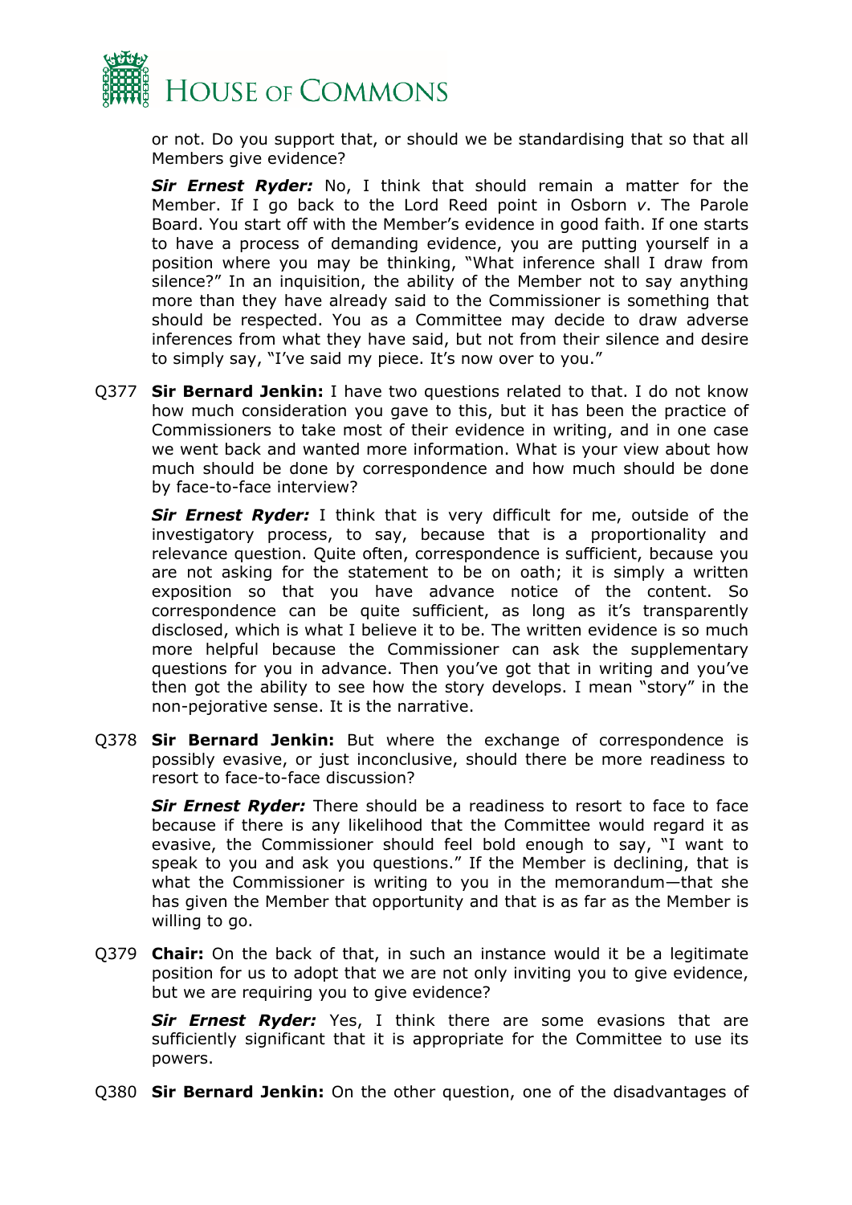or not. Do you support that, or should we be standardising that so that all Members give evidence?

***Sir Ernest Ryder:*** No, I think that should remain a matter for the Member. If I go back to the Lord Reed point in Osborn *v*. The Parole Board. You start off with the Member's evidence in good faith. If one starts to have a process of demanding evidence, you are putting yourself in a position where you may be thinking, "What inference shall I draw from silence?" In an inquisition, the ability of the Member not to say anything more than they have already said to the Commissioner is something that should be respected. You as a Committee may decide to draw adverse inferences from what they have said, but not from their silence and desire to simply say, "I've said my piece. It's now over to you."

Q377 **Sir Bernard Jenkin:** I have two questions related to that. I do not know how much consideration you gave to this, but it has been the practice of Commissioners to take most of their evidence in writing, and in one case we went back and wanted more information. What is your view about how much should be done by correspondence and how much should be done by face-to-face interview?

***Sir Ernest Ryder:*** I think that is very difficult for me, outside of the investigatory process, to say, because that is a proportionality and relevance question. Quite often, correspondence is sufficient, because you are not asking for the statement to be on oath; it is simply a written exposition so that you have advance notice of the content. So correspondence can be quite sufficient, as long as it's transparently disclosed, which is what I believe it to be. The written evidence is so much more helpful because the Commissioner can ask the supplementary questions for you in advance. Then you've got that in writing and you've then got the ability to see how the story develops. I mean "story" in the non-pejorative sense. It is the narrative.

Q378 **Sir Bernard Jenkin:** But where the exchange of correspondence is possibly evasive, or just inconclusive, should there be more readiness to resort to face-to-face discussion?

***Sir Ernest Ryder:*** There should be a readiness to resort to face to face because if there is any likelihood that the Committee would regard it as evasive, the Commissioner should feel bold enough to say, "I want to speak to you and ask you questions." If the Member is declining, that is what the Commissioner is writing to you in the memorandum—that she has given the Member that opportunity and that is as far as the Member is willing to go.

Q379 **Chair:** On the back of that, in such an instance would it be a legitimate position for us to adopt that we are not only inviting you to give evidence, but we are requiring you to give evidence?

***Sir Ernest Ryder:*** Yes, I think there are some evasions that are sufficiently significant that it is appropriate for the Committee to use its powers.

Q380 **Sir Bernard Jenkin:** On the other question, one of the disadvantages of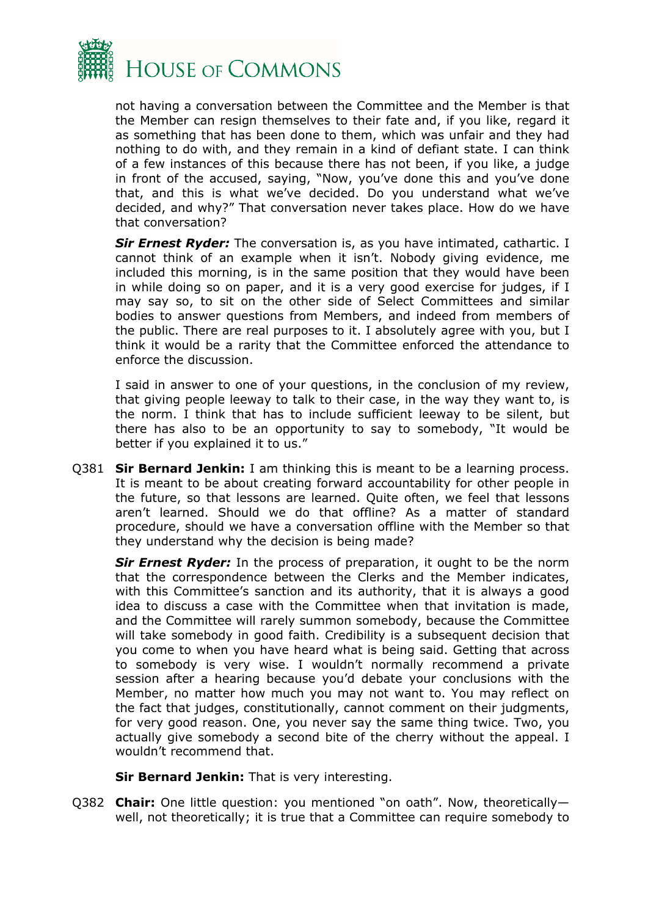not having a conversation between the Committee and the Member is that the Member can resign themselves to their fate and, if you like, regard it as something that has been done to them, which was unfair and they had nothing to do with, and they remain in a kind of defiant state. I can think of a few instances of this because there has not been, if you like, a judge in front of the accused, saying, "Now, you've done this and you've done that, and this is what we've decided. Do you understand what we've decided, and why?" That conversation never takes place. How do we have that conversation?

***Sir Ernest Ryder:*** The conversation is, as you have intimated, cathartic. I cannot think of an example when it isn't. Nobody giving evidence, me included this morning, is in the same position that they would have been in while doing so on paper, and it is a very good exercise for judges, if I may say so, to sit on the other side of Select Committees and similar bodies to answer questions from Members, and indeed from members of the public. There are real purposes to it. I absolutely agree with you, but I think it would be a rarity that the Committee enforced the attendance to enforce the discussion.

I said in answer to one of your questions, in the conclusion of my review, that giving people leeway to talk to their case, in the way they want to, is the norm. I think that has to include sufficient leeway to be silent, but there has also to be an opportunity to say to somebody, "It would be better if you explained it to us."

Q381 **Sir Bernard Jenkin:** I am thinking this is meant to be a learning process. It is meant to be about creating forward accountability for other people in the future, so that lessons are learned. Quite often, we feel that lessons aren't learned. Should we do that offline? As a matter of standard procedure, should we have a conversation offline with the Member so that they understand why the decision is being made?

***Sir Ernest Ryder:*** In the process of preparation, it ought to be the norm that the correspondence between the Clerks and the Member indicates, with this Committee's sanction and its authority, that it is always a good idea to discuss a case with the Committee when that invitation is made, and the Committee will rarely summon somebody, because the Committee will take somebody in good faith. Credibility is a subsequent decision that you come to when you have heard what is being said. Getting that across to somebody is very wise. I wouldn't normally recommend a private session after a hearing because you'd debate your conclusions with the Member, no matter how much you may not want to. You may reflect on the fact that judges, constitutionally, cannot comment on their judgments, for very good reason. One, you never say the same thing twice. Two, you actually give somebody a second bite of the cherry without the appeal. I wouldn't recommend that.

**Sir Bernard Jenkin:** That is very interesting.

Q382 **Chair:** One little question: you mentioned "on oath". Now, theoretically—well, not theoretically; it is true that a Committee can require somebody to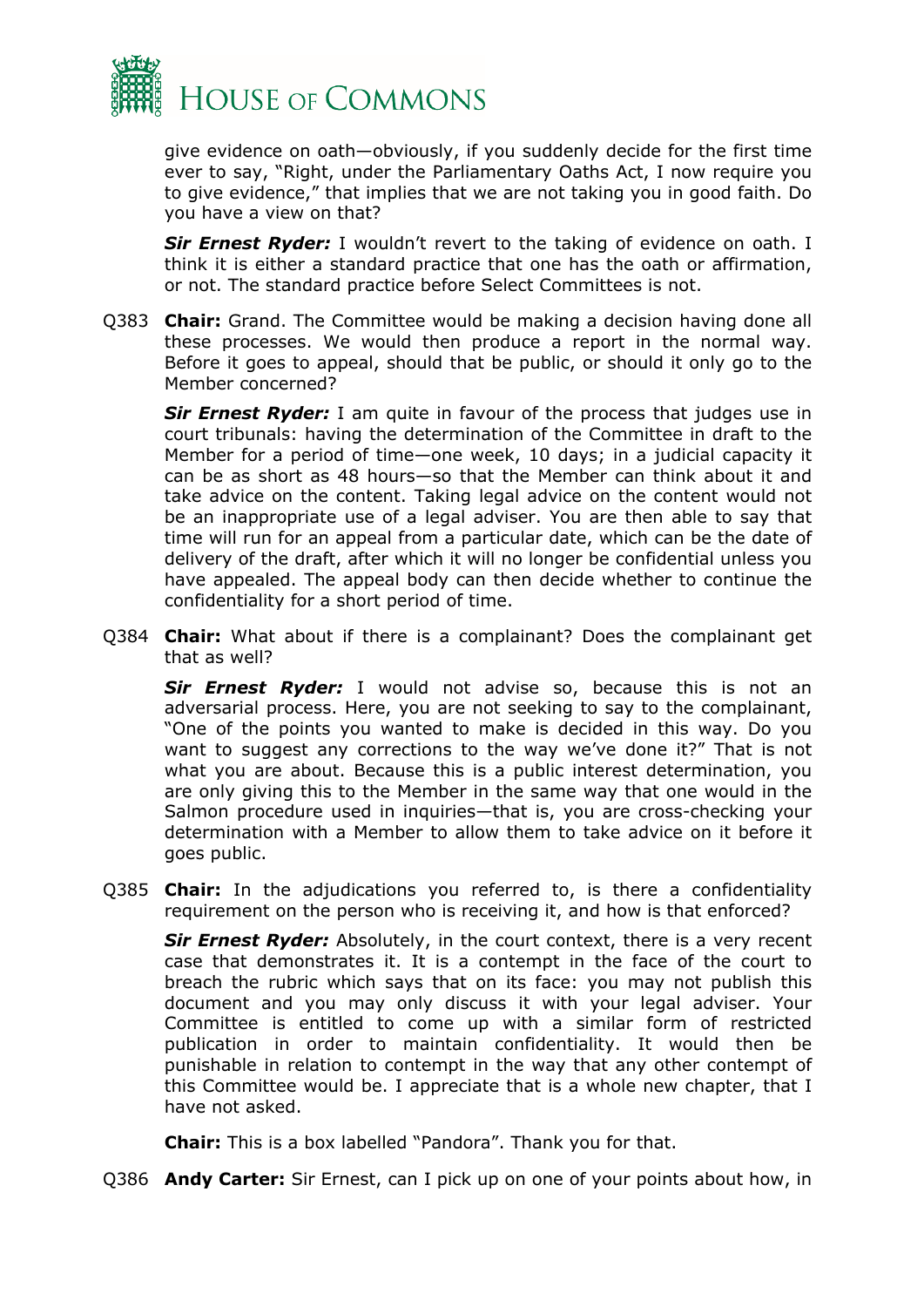give evidence on oath—obviously, if you suddenly decide for the first time ever to say, "Right, under the Parliamentary Oaths Act, I now require you to give evidence," that implies that we are not taking you in good faith. Do you have a view on that?

***Sir Ernest Ryder:*** I wouldn't revert to the taking of evidence on oath. I think it is either a standard practice that one has the oath or affirmation, or not. The standard practice before Select Committees is not.

Q383 **Chair:** Grand. The Committee would be making a decision having done all these processes. We would then produce a report in the normal way. Before it goes to appeal, should that be public, or should it only go to the Member concerned?

***Sir Ernest Ryder:*** I am quite in favour of the process that judges use in court tribunals: having the determination of the Committee in draft to the Member for a period of time—one week, 10 days; in a judicial capacity it can be as short as 48 hours—so that the Member can think about it and take advice on the content. Taking legal advice on the content would not be an inappropriate use of a legal adviser. You are then able to say that time will run for an appeal from a particular date, which can be the date of delivery of the draft, after which it will no longer be confidential unless you have appealed. The appeal body can then decide whether to continue the confidentiality for a short period of time.

Q384 **Chair:** What about if there is a complainant? Does the complainant get that as well?

***Sir Ernest Ryder:*** I would not advise so, because this is not an adversarial process. Here, you are not seeking to say to the complainant, "One of the points you wanted to make is decided in this way. Do you want to suggest any corrections to the way we've done it?" That is not what you are about. Because this is a public interest determination, you are only giving this to the Member in the same way that one would in the Salmon procedure used in inquiries—that is, you are cross-checking your determination with a Member to allow them to take advice on it before it goes public.

Q385 **Chair:** In the adjudications you referred to, is there a confidentiality requirement on the person who is receiving it, and how is that enforced?

***Sir Ernest Ryder:*** Absolutely, in the court context, there is a very recent case that demonstrates it. It is a contempt in the face of the court to breach the rubric which says that on its face: you may not publish this document and you may only discuss it with your legal adviser. Your Committee is entitled to come up with a similar form of restricted publication in order to maintain confidentiality. It would then be punishable in relation to contempt in the way that any other contempt of this Committee would be. I appreciate that is a whole new chapter, that I have not asked.

**Chair:** This is a box labelled "Pandora". Thank you for that.

Q386 **Andy Carter:** Sir Ernest, can I pick up on one of your points about how, in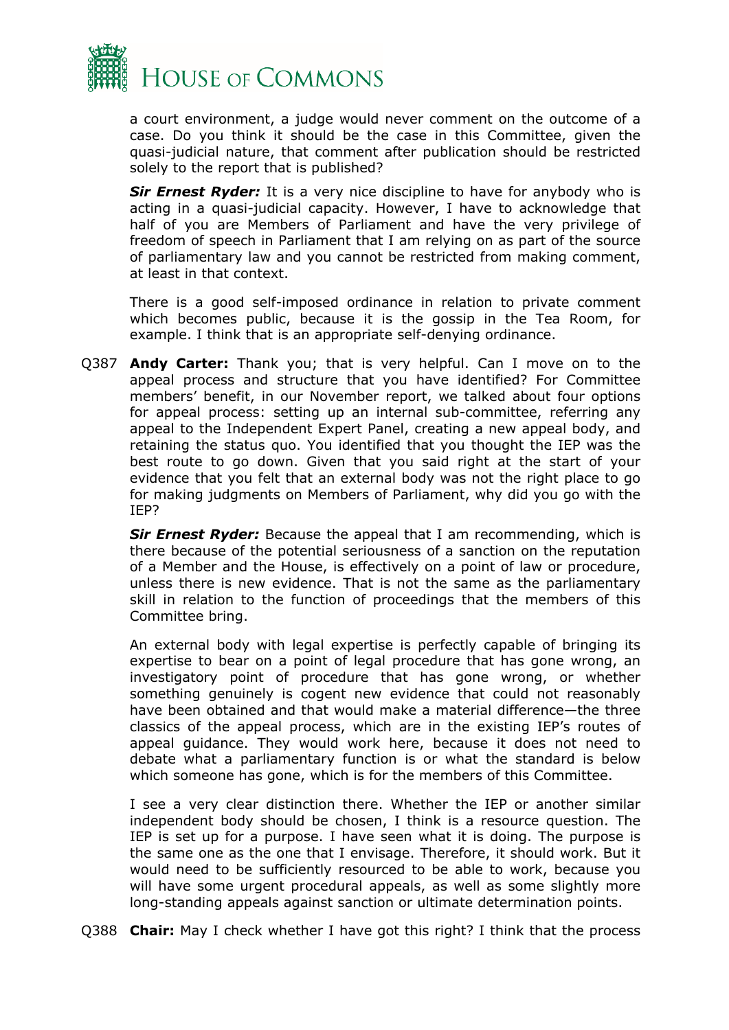a court environment, a judge would never comment on the outcome of a case. Do you think it should be the case in this Committee, given the quasi-judicial nature, that comment after publication should be restricted solely to the report that is published?

***Sir Ernest Ryder:*** It is a very nice discipline to have for anybody who is acting in a quasi-judicial capacity. However, I have to acknowledge that half of you are Members of Parliament and have the very privilege of freedom of speech in Parliament that I am relying on as part of the source of parliamentary law and you cannot be restricted from making comment, at least in that context.

There is a good self-imposed ordinance in relation to private comment which becomes public, because it is the gossip in the Tea Room, for example. I think that is an appropriate self-denying ordinance.

Q387 **Andy Carter:** Thank you; that is very helpful. Can I move on to the appeal process and structure that you have identified? For Committee members' benefit, in our November report, we talked about four options for appeal process: setting up an internal sub-committee, referring any appeal to the Independent Expert Panel, creating a new appeal body, and retaining the status quo. You identified that you thought the IEP was the best route to go down. Given that you said right at the start of your evidence that you felt that an external body was not the right place to go for making judgments on Members of Parliament, why did you go with the IEP?

***Sir Ernest Ryder:*** Because the appeal that I am recommending, which is there because of the potential seriousness of a sanction on the reputation of a Member and the House, is effectively on a point of law or procedure, unless there is new evidence. That is not the same as the parliamentary skill in relation to the function of proceedings that the members of this Committee bring.

An external body with legal expertise is perfectly capable of bringing its expertise to bear on a point of legal procedure that has gone wrong, an investigatory point of procedure that has gone wrong, or whether something genuinely is cogent new evidence that could not reasonably have been obtained and that would make a material difference—the three classics of the appeal process, which are in the existing IEP's routes of appeal guidance. They would work here, because it does not need to debate what a parliamentary function is or what the standard is below which someone has gone, which is for the members of this Committee.

I see a very clear distinction there. Whether the IEP or another similar independent body should be chosen, I think is a resource question. The IEP is set up for a purpose. I have seen what it is doing. The purpose is the same one as the one that I envisage. Therefore, it should work. But it would need to be sufficiently resourced to be able to work, because you will have some urgent procedural appeals, as well as some slightly more long-standing appeals against sanction or ultimate determination points.

Q388 **Chair:** May I check whether I have got this right? I think that the process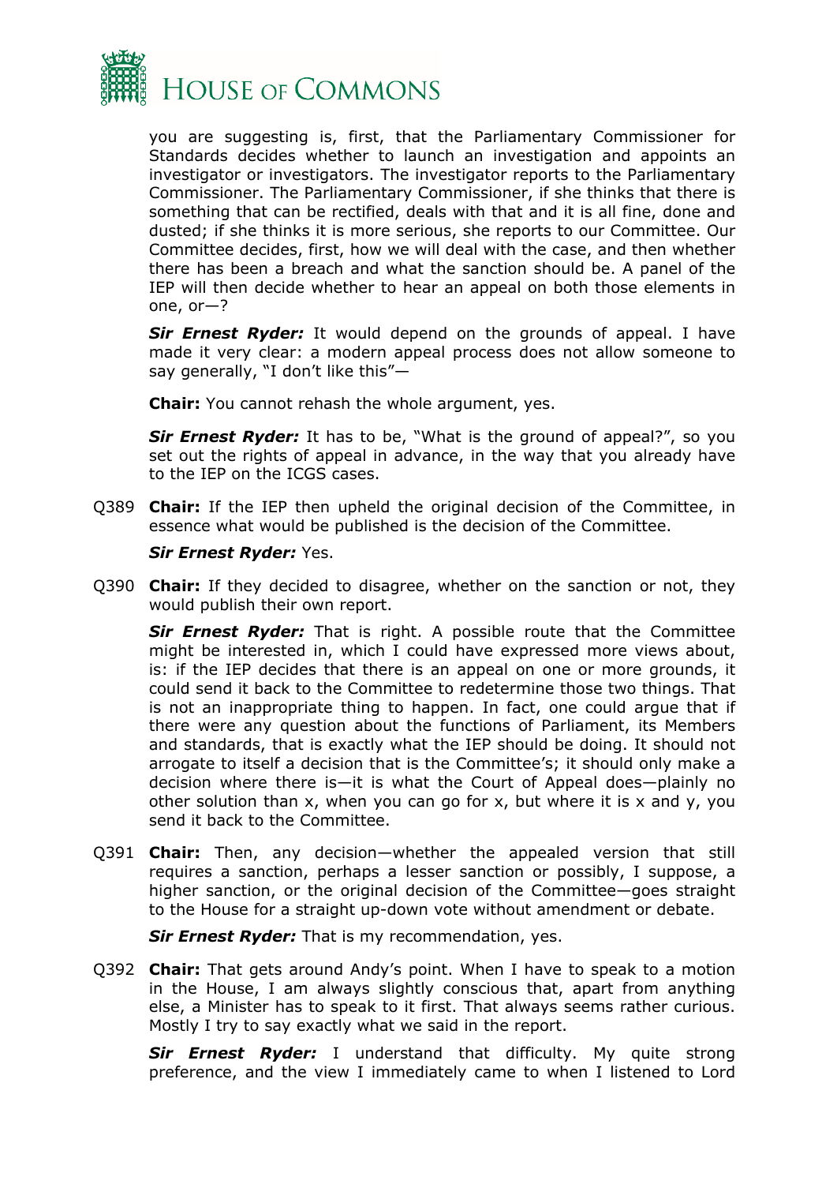you are suggesting is, first, that the Parliamentary Commissioner for Standards decides whether to launch an investigation and appoints an investigator or investigators. The investigator reports to the Parliamentary Commissioner. The Parliamentary Commissioner, if she thinks that there is something that can be rectified, deals with that and it is all fine, done and dusted; if she thinks it is more serious, she reports to our Committee. Our Committee decides, first, how we will deal with the case, and then whether there has been a breach and what the sanction should be. A panel of the IEP will then decide whether to hear an appeal on both those elements in one, or—?

***Sir Ernest Ryder:*** It would depend on the grounds of appeal. I have made it very clear: a modern appeal process does not allow someone to say generally, "I don't like this"—

**Chair:** You cannot rehash the whole argument, yes.

***Sir Ernest Ryder:*** It has to be, "What is the ground of appeal?", so you set out the rights of appeal in advance, in the way that you already have to the IEP on the ICGS cases.

Q389 **Chair:** If the IEP then upheld the original decision of the Committee, in essence what would be published is the decision of the Committee.

***Sir Ernest Ryder:*** Yes.

Q390 **Chair:** If they decided to disagree, whether on the sanction or not, they would publish their own report.

***Sir Ernest Ryder:*** That is right. A possible route that the Committee might be interested in, which I could have expressed more views about, is: if the IEP decides that there is an appeal on one or more grounds, it could send it back to the Committee to redetermine those two things. That is not an inappropriate thing to happen. In fact, one could argue that if there were any question about the functions of Parliament, its Members and standards, that is exactly what the IEP should be doing. It should not arrogate to itself a decision that is the Committee's; it should only make a decision where there is—it is what the Court of Appeal does—plainly no other solution than x, when you can go for x, but where it is x and y, you send it back to the Committee.

Q391 **Chair:** Then, any decision—whether the appealed version that still requires a sanction, perhaps a lesser sanction or possibly, I suppose, a higher sanction, or the original decision of the Committee—goes straight to the House for a straight up-down vote without amendment or debate.

***Sir Ernest Ryder:*** That is my recommendation, yes.

Q392 **Chair:** That gets around Andy's point. When I have to speak to a motion in the House, I am always slightly conscious that, apart from anything else, a Minister has to speak to it first. That always seems rather curious. Mostly I try to say exactly what we said in the report.

***Sir Ernest Ryder:*** I understand that difficulty. My quite strong preference, and the view I immediately came to when I listened to Lord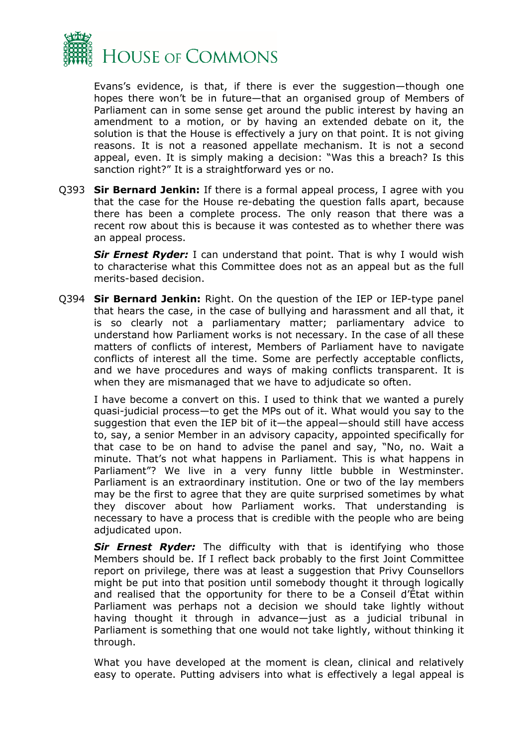Evans's evidence, is that, if there is ever the suggestion—though one hopes there won't be in future—that an organised group of Members of Parliament can in some sense get around the public interest by having an amendment to a motion, or by having an extended debate on it, the solution is that the House is effectively a jury on that point. It is not giving reasons. It is not a reasoned appellate mechanism. It is not a second appeal, even. It is simply making a decision: "Was this a breach? Is this sanction right?" It is a straightforward yes or no.

Q393 **Sir Bernard Jenkin:** If there is a formal appeal process, I agree with you that the case for the House re-debating the question falls apart, because there has been a complete process. The only reason that there was a recent row about this is because it was contested as to whether there was an appeal process.

***Sir Ernest Ryder:*** I can understand that point. That is why I would wish to characterise what this Committee does not as an appeal but as the full merits-based decision.

Q394 **Sir Bernard Jenkin:** Right. On the question of the IEP or IEP-type panel that hears the case, in the case of bullying and harassment and all that, it is so clearly not a parliamentary matter; parliamentary advice to understand how Parliament works is not necessary. In the case of all these matters of conflicts of interest, Members of Parliament have to navigate conflicts of interest all the time. Some are perfectly acceptable conflicts, and we have procedures and ways of making conflicts transparent. It is when they are mismanaged that we have to adjudicate so often.

I have become a convert on this. I used to think that we wanted a purely quasi-judicial process—to get the MPs out of it. What would you say to the suggestion that even the IEP bit of it—the appeal—should still have access to, say, a senior Member in an advisory capacity, appointed specifically for that case to be on hand to advise the panel and say, "No, no. Wait a minute. That's not what happens in Parliament. This is what happens in Parliament"? We live in a very funny little bubble in Westminster. Parliament is an extraordinary institution. One or two of the lay members may be the first to agree that they are quite surprised sometimes by what they discover about how Parliament works. That understanding is necessary to have a process that is credible with the people who are being adjudicated upon.

***Sir Ernest Ryder:*** The difficulty with that is identifying who those Members should be. If I reflect back probably to the first Joint Committee report on privilege, there was at least a suggestion that Privy Counsellors might be put into that position until somebody thought it through logically and realised that the opportunity for there to be a Conseil d'État within Parliament was perhaps not a decision we should take lightly without having thought it through in advance—just as a judicial tribunal in Parliament is something that one would not take lightly, without thinking it through.

What you have developed at the moment is clean, clinical and relatively easy to operate. Putting advisers into what is effectively a legal appeal is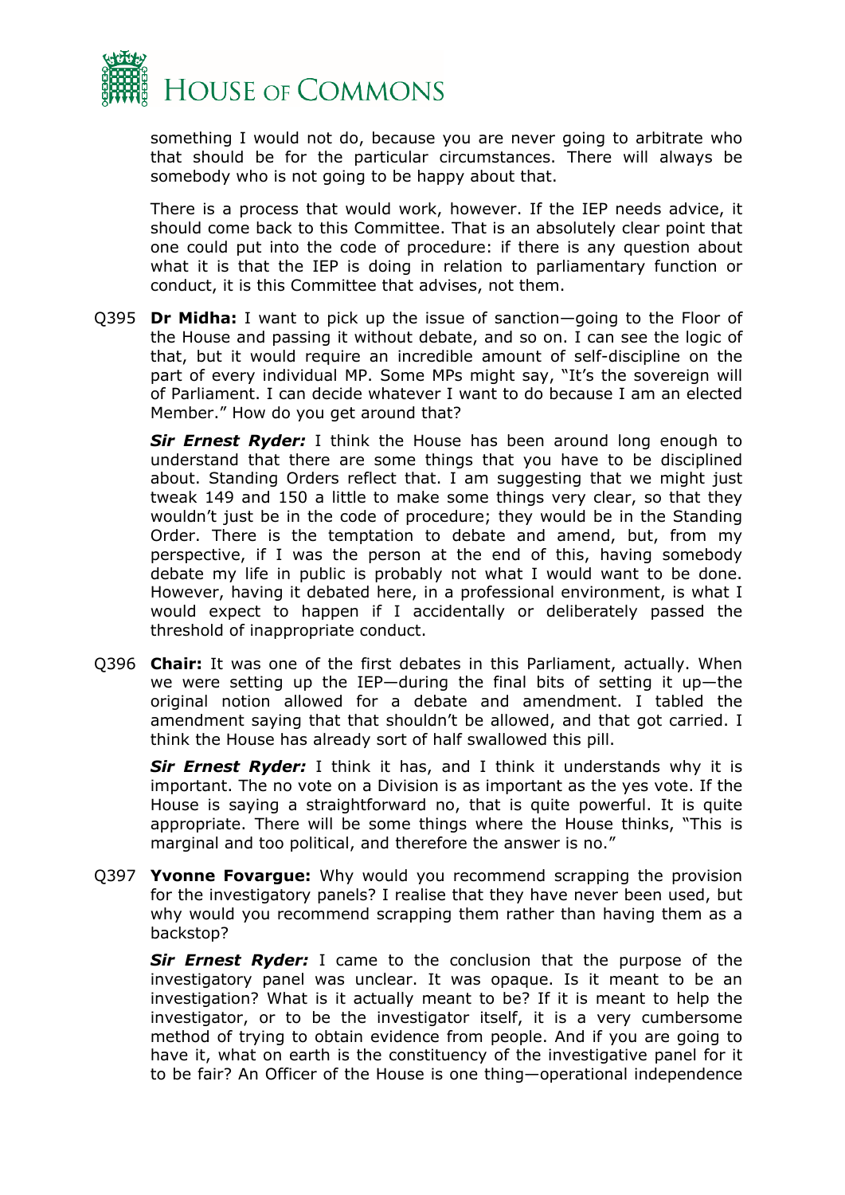something I would not do, because you are never going to arbitrate who that should be for the particular circumstances. There will always be somebody who is not going to be happy about that.

There is a process that would work, however. If the IEP needs advice, it should come back to this Committee. That is an absolutely clear point that one could put into the code of procedure: if there is any question about what it is that the IEP is doing in relation to parliamentary function or conduct, it is this Committee that advises, not them.

Q395 **Dr Midha:** I want to pick up the issue of sanction—going to the Floor of the House and passing it without debate, and so on. I can see the logic of that, but it would require an incredible amount of self-discipline on the part of every individual MP. Some MPs might say, "It's the sovereign will of Parliament. I can decide whatever I want to do because I am an elected Member." How do you get around that?

***Sir Ernest Ryder:*** I think the House has been around long enough to understand that there are some things that you have to be disciplined about. Standing Orders reflect that. I am suggesting that we might just tweak 149 and 150 a little to make some things very clear, so that they wouldn't just be in the code of procedure; they would be in the Standing Order. There is the temptation to debate and amend, but, from my perspective, if I was the person at the end of this, having somebody debate my life in public is probably not what I would want to be done. However, having it debated here, in a professional environment, is what I would expect to happen if I accidentally or deliberately passed the threshold of inappropriate conduct.

Q396 **Chair:** It was one of the first debates in this Parliament, actually. When we were setting up the IEP—during the final bits of setting it up—the original notion allowed for a debate and amendment. I tabled the amendment saying that that shouldn't be allowed, and that got carried. I think the House has already sort of half swallowed this pill.

***Sir Ernest Ryder:*** I think it has, and I think it understands why it is important. The no vote on a Division is as important as the yes vote. If the House is saying a straightforward no, that is quite powerful. It is quite appropriate. There will be some things where the House thinks, "This is marginal and too political, and therefore the answer is no."

Q397 **Yvonne Fovargue:** Why would you recommend scrapping the provision for the investigatory panels? I realise that they have never been used, but why would you recommend scrapping them rather than having them as a backstop?

***Sir Ernest Ryder:*** I came to the conclusion that the purpose of the investigatory panel was unclear. It was opaque. Is it meant to be an investigation? What is it actually meant to be? If it is meant to help the investigator, or to be the investigator itself, it is a very cumbersome method of trying to obtain evidence from people. And if you are going to have it, what on earth is the constituency of the investigative panel for it to be fair? An Officer of the House is one thing—operational independence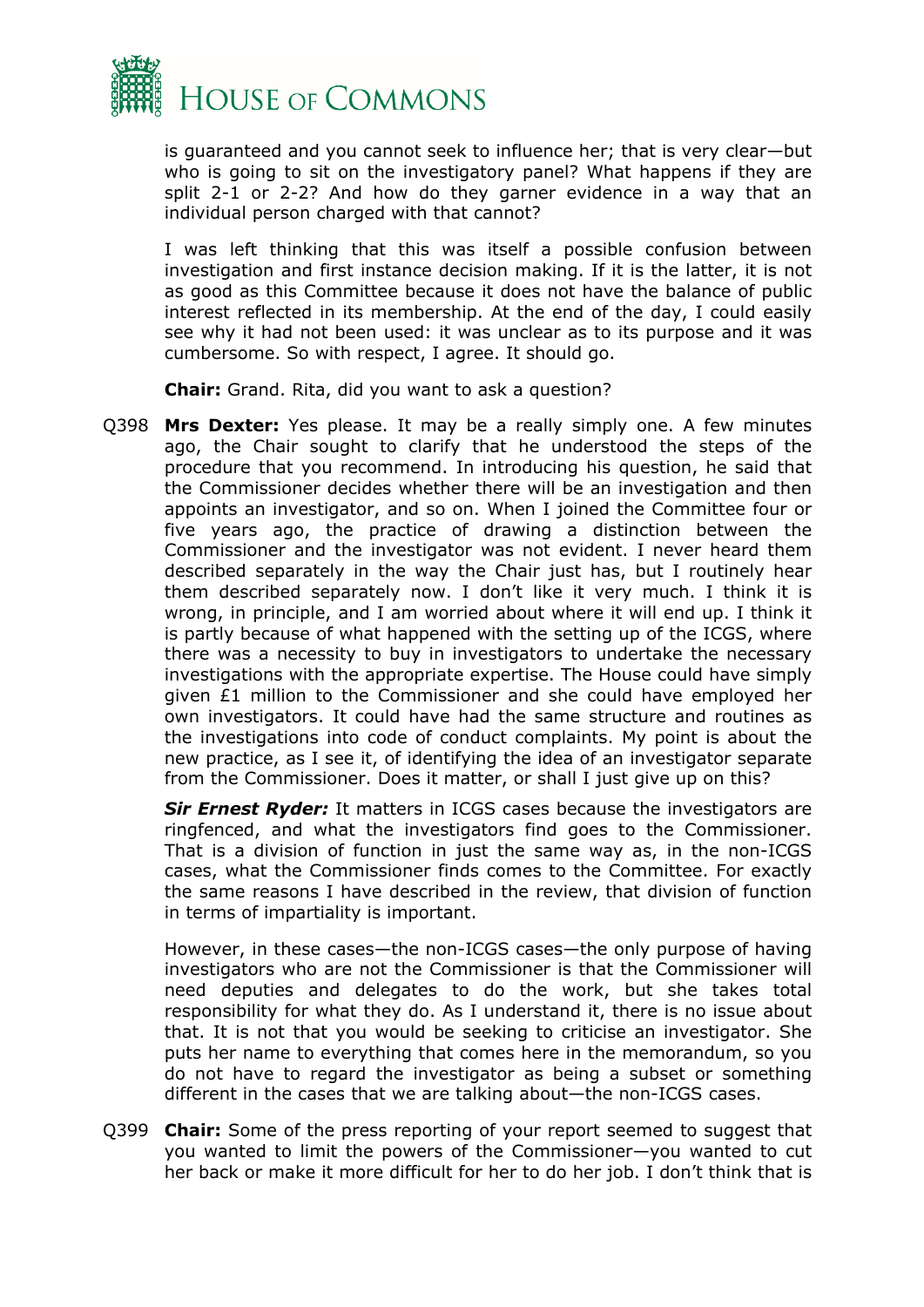is guaranteed and you cannot seek to influence her; that is very clear—but who is going to sit on the investigatory panel? What happens if they are split 2-1 or 2-2? And how do they garner evidence in a way that an individual person charged with that cannot?

I was left thinking that this was itself a possible confusion between investigation and first instance decision making. If it is the latter, it is not as good as this Committee because it does not have the balance of public interest reflected in its membership. At the end of the day, I could easily see why it had not been used: it was unclear as to its purpose and it was cumbersome. So with respect, I agree. It should go.

**Chair:** Grand. Rita, did you want to ask a question?

Q398 **Mrs Dexter:** Yes please. It may be a really simply one. A few minutes ago, the Chair sought to clarify that he understood the steps of the procedure that you recommend. In introducing his question, he said that the Commissioner decides whether there will be an investigation and then appoints an investigator, and so on. When I joined the Committee four or five years ago, the practice of drawing a distinction between the Commissioner and the investigator was not evident. I never heard them described separately in the way the Chair just has, but I routinely hear them described separately now. I don't like it very much. I think it is wrong, in principle, and I am worried about where it will end up. I think it is partly because of what happened with the setting up of the ICGS, where there was a necessity to buy in investigators to undertake the necessary investigations with the appropriate expertise. The House could have simply given £1 million to the Commissioner and she could have employed her own investigators. It could have had the same structure and routines as the investigations into code of conduct complaints. My point is about the new practice, as I see it, of identifying the idea of an investigator separate from the Commissioner. Does it matter, or shall I just give up on this?

***Sir Ernest Ryder:*** It matters in ICGS cases because the investigators are ringfenced, and what the investigators find goes to the Commissioner. That is a division of function in just the same way as, in the non-ICGS cases, what the Commissioner finds comes to the Committee. For exactly the same reasons I have described in the review, that division of function in terms of impartiality is important.

However, in these cases—the non-ICGS cases—the only purpose of having investigators who are not the Commissioner is that the Commissioner will need deputies and delegates to do the work, but she takes total responsibility for what they do. As I understand it, there is no issue about that. It is not that you would be seeking to criticise an investigator. She puts her name to everything that comes here in the memorandum, so you do not have to regard the investigator as being a subset or something different in the cases that we are talking about—the non-ICGS cases.

Q399 **Chair:** Some of the press reporting of your report seemed to suggest that you wanted to limit the powers of the Commissioner—you wanted to cut her back or make it more difficult for her to do her job. I don't think that is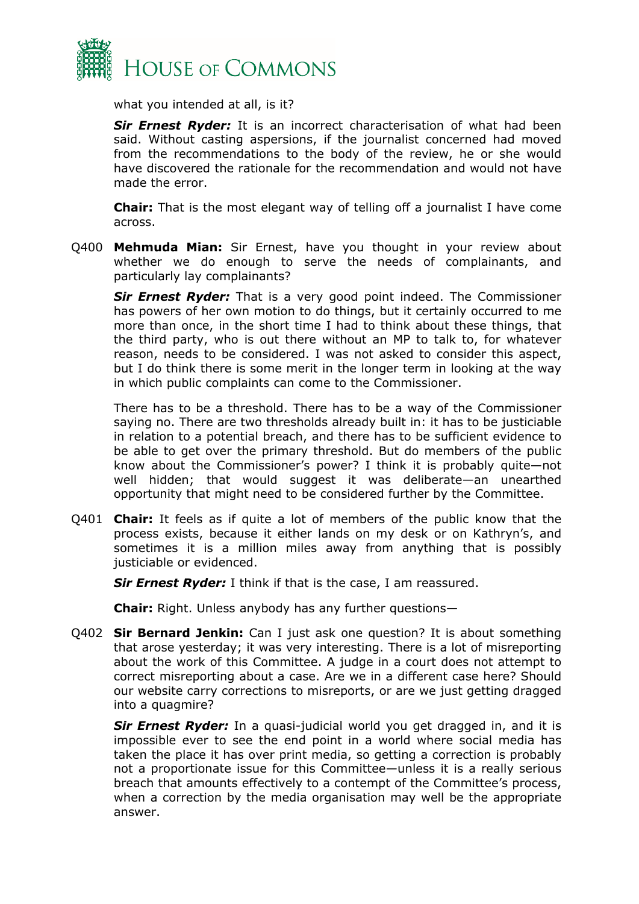what you intended at all, is it?

***Sir Ernest Ryder:*** It is an incorrect characterisation of what had been said. Without casting aspersions, if the journalist concerned had moved from the recommendations to the body of the review, he or she would have discovered the rationale for the recommendation and would not have made the error.

**Chair:** That is the most elegant way of telling off a journalist I have come across.

Q400 **Mehmuda Mian:** Sir Ernest, have you thought in your review about whether we do enough to serve the needs of complainants, and particularly lay complainants?

***Sir Ernest Ryder:*** That is a very good point indeed. The Commissioner has powers of her own motion to do things, but it certainly occurred to me more than once, in the short time I had to think about these things, that the third party, who is out there without an MP to talk to, for whatever reason, needs to be considered. I was not asked to consider this aspect, but I do think there is some merit in the longer term in looking at the way in which public complaints can come to the Commissioner.

There has to be a threshold. There has to be a way of the Commissioner saying no. There are two thresholds already built in: it has to be justiciable in relation to a potential breach, and there has to be sufficient evidence to be able to get over the primary threshold. But do members of the public know about the Commissioner's power? I think it is probably quite—not well hidden; that would suggest it was deliberate—an unearthed opportunity that might need to be considered further by the Committee.

Q401 **Chair:** It feels as if quite a lot of members of the public know that the process exists, because it either lands on my desk or on Kathryn's, and sometimes it is a million miles away from anything that is possibly justiciable or evidenced.

***Sir Ernest Ryder:*** I think if that is the case, I am reassured.

**Chair:** Right. Unless anybody has any further questions—

Q402 **Sir Bernard Jenkin:** Can I just ask one question? It is about something that arose yesterday; it was very interesting. There is a lot of misreporting about the work of this Committee. A judge in a court does not attempt to correct misreporting about a case. Are we in a different case here? Should our website carry corrections to misreports, or are we just getting dragged into a quagmire?

***Sir Ernest Ryder:*** In a quasi-judicial world you get dragged in, and it is impossible ever to see the end point in a world where social media has taken the place it has over print media, so getting a correction is probably not a proportionate issue for this Committee—unless it is a really serious breach that amounts effectively to a contempt of the Committee's process, when a correction by the media organisation may well be the appropriate answer.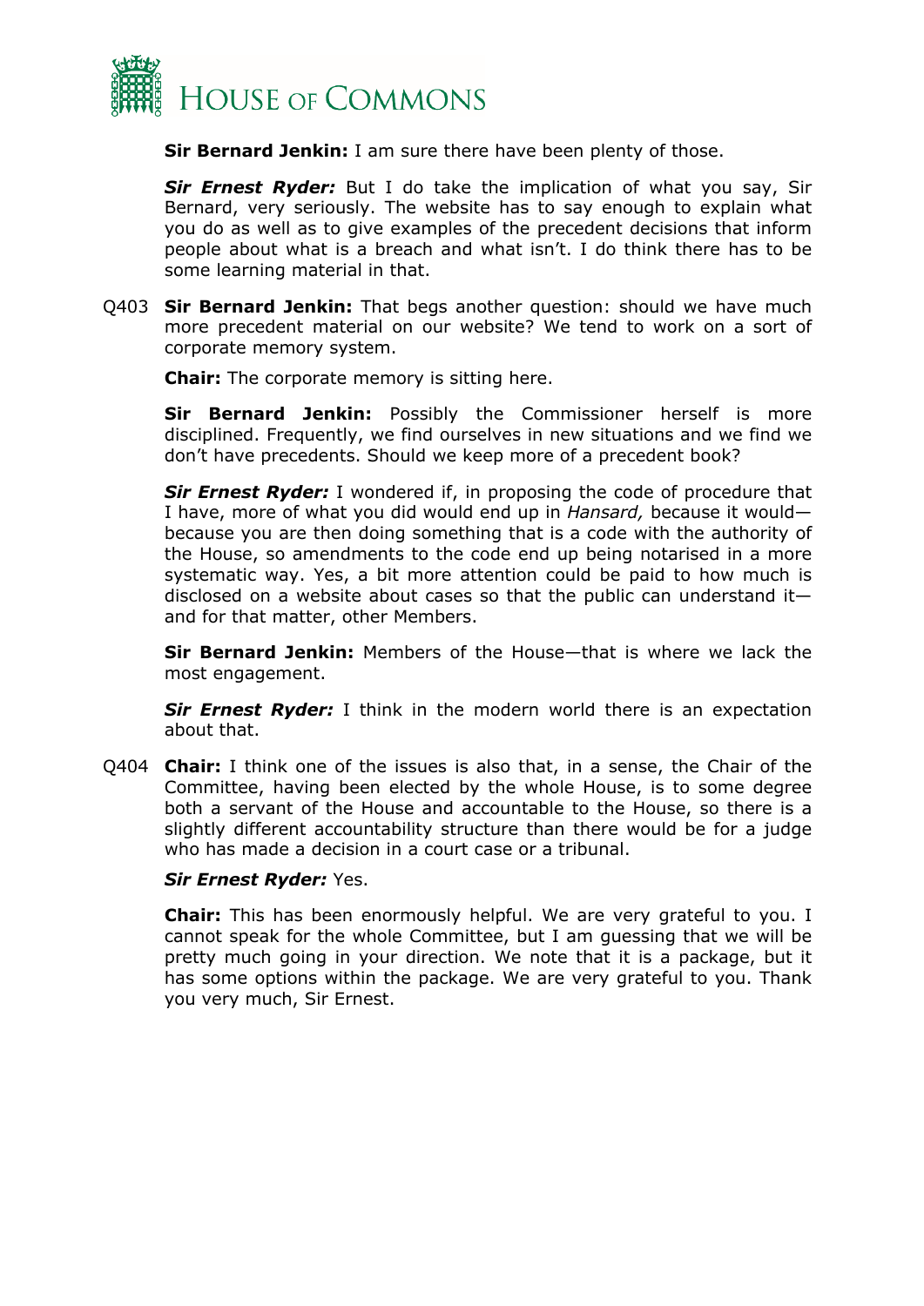**Sir Bernard Jenkin:** I am sure there have been plenty of those.

***Sir Ernest Ryder:*** But I do take the implication of what you say, Sir Bernard, very seriously. The website has to say enough to explain what you do as well as to give examples of the precedent decisions that inform people about what is a breach and what isn't. I do think there has to be some learning material in that.

Q403 **Sir Bernard Jenkin:** That begs another question: should we have much more precedent material on our website? We tend to work on a sort of corporate memory system.

**Chair:** The corporate memory is sitting here.

**Sir Bernard Jenkin:** Possibly the Commissioner herself is more disciplined. Frequently, we find ourselves in new situations and we find we don't have precedents. Should we keep more of a precedent book?

***Sir Ernest Ryder:*** I wondered if, in proposing the code of procedure that I have, more of what you did would end up in *Hansard,* because it would—because you are then doing something that is a code with the authority of the House, so amendments to the code end up being notarised in a more systematic way. Yes, a bit more attention could be paid to how much is disclosed on a website about cases so that the public can understand it—and for that matter, other Members.

**Sir Bernard Jenkin:** Members of the House—that is where we lack the most engagement.

***Sir Ernest Ryder:*** I think in the modern world there is an expectation about that.

Q404 **Chair:** I think one of the issues is also that, in a sense, the Chair of the Committee, having been elected by the whole House, is to some degree both a servant of the House and accountable to the House, so there is a slightly different accountability structure than there would be for a judge who has made a decision in a court case or a tribunal.

***Sir Ernest Ryder:*** Yes.

**Chair:** This has been enormously helpful. We are very grateful to you. I cannot speak for the whole Committee, but I am guessing that we will be pretty much going in your direction. We note that it is a package, but it has some options within the package. We are very grateful to you. Thank you very much, Sir Ernest.